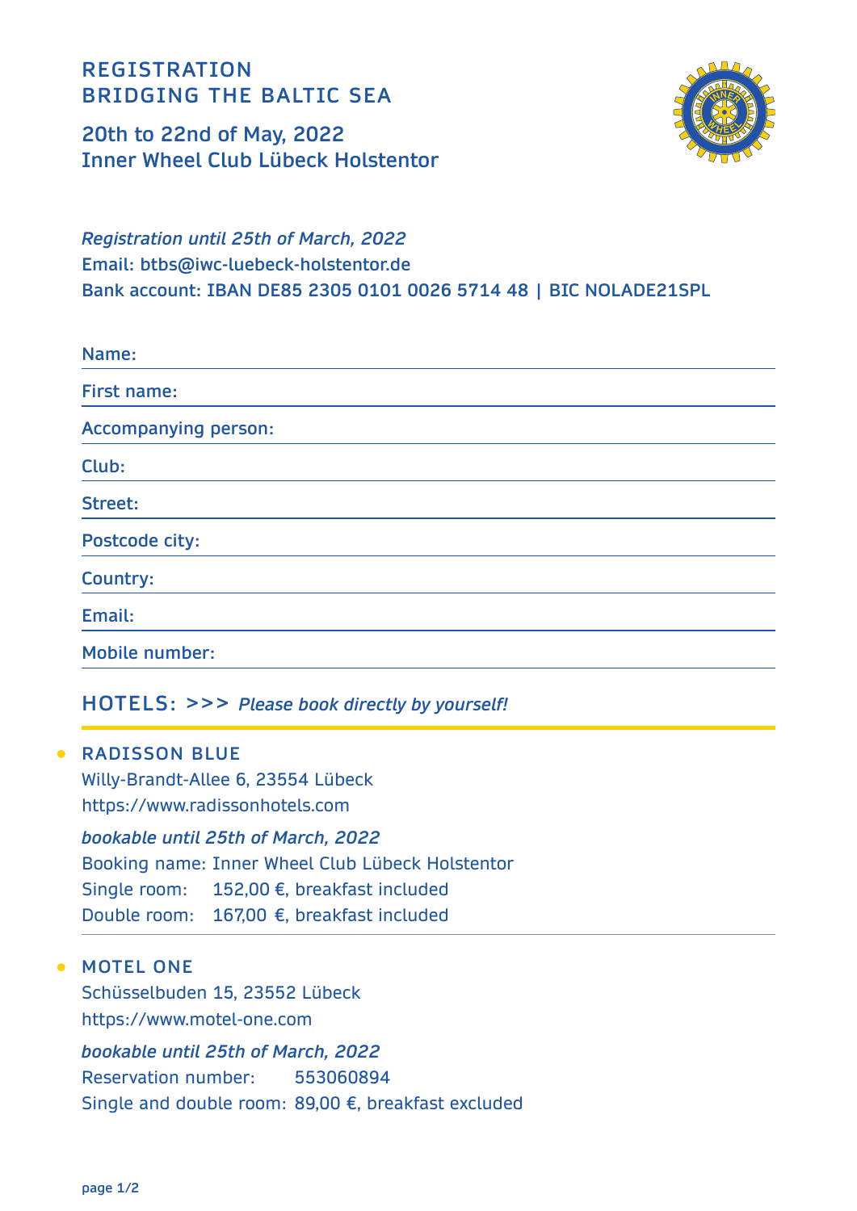# REGISTRATION
# BRIDGING THE BALTIC SEA

## 20th to 22nd of May, 2022
## Inner Wheel Club Lübeck Holstentor

*Registration until 25th of March, 2022*
Email: btbs@iwc-luebeck-holstentor.de
Bank account: IBAN DE85 2305 0101 0026 5714 48 | BIC NOLADE21SPL

Name:

First name:

Accompanying person:

Club:

Street:

Postcode city:

Country:

Email:

Mobile number:

## HOTELS: >>> *Please book directly by yourself!*

- **RADISSON BLUE**
  Willy-Brandt-Allee 6, 23554 Lübeck
  https://www.radissonhotels.com

  *bookable until 25th of March, 2022*
  Booking name: Inner Wheel Club Lübeck Holstentor
  Single room: 152,00 €, breakfast included
  Double room: 167,00 €, breakfast included

- **MOTEL ONE**
  Schüsselbuden 15, 23552 Lübeck
  https://www.motel-one.com

  *bookable until 25th of March, 2022*
  Reservation number: 553060894
  Single and double room: 89,00 €, breakfast excluded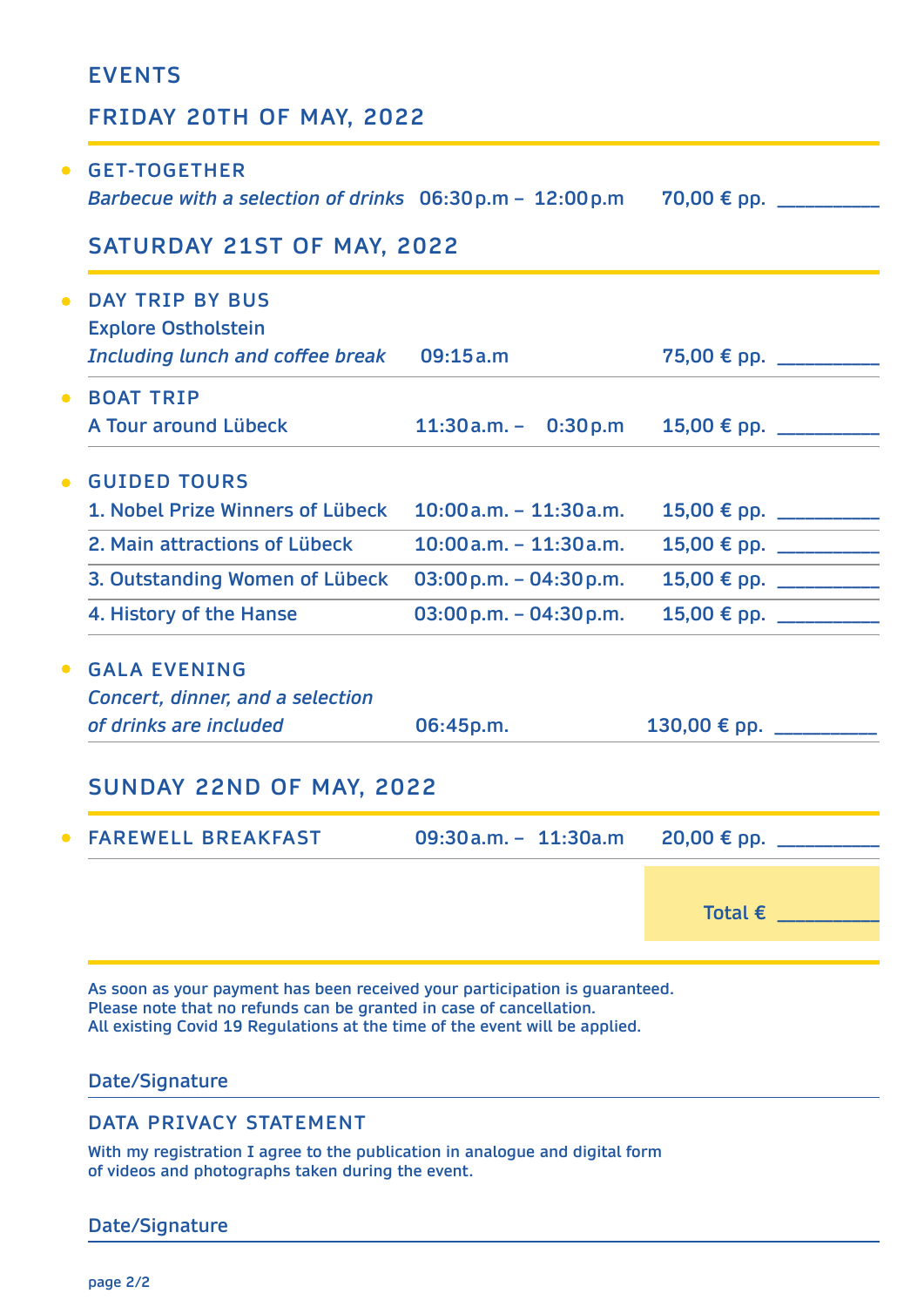## EVENTS

### FRIDAY 20TH OF MAY, 2022

- **GET-TOGETHER**
  *Barbecue with a selection of drinks* 06:30 p.m – 12:00 p.m 70,00 € pp. __________

### SATURDAY 21ST OF MAY, 2022

- **DAY TRIP BY BUS**
  Explore Ostholstein
  *Including lunch and coffee break* 09:15 a.m 75,00 € pp. __________

- **BOAT TRIP**
  A Tour around Lübeck 11:30 a.m. – 0:30 p.m 15,00 € pp. __________

- **GUIDED TOURS**

| | | | |
|---|---|---|---|
| 1. Nobel Prize Winners of Lübeck | 10:00 a.m. – 11:30 a.m. | 15,00 € pp. | __________ |
| 2. Main attractions of Lübeck | 10:00 a.m. – 11:30 a.m. | 15,00 € pp. | __________ |
| 3. Outstanding Women of Lübeck | 03:00 p.m. – 04:30 p.m. | 15,00 € pp. | __________ |
| 4. History of the Hanse | 03:00 p.m. – 04:30 p.m. | 15,00 € pp. | __________ |

- **GALA EVENING**
  *Concert, dinner, and a selection of drinks are included* 06:45 p.m. 130,00 € pp. __________

### SUNDAY 22ND OF MAY, 2022

- **FAREWELL BREAKFAST** 09:30 a.m. – 11:30 a.m 20,00 € pp. __________

**Total €** __________

As soon as your payment has been received your participation is guaranteed.
Please note that no refunds can be granted in case of cancellation.
All existing Covid 19 Regulations at the time of the event will be applied.

Date/Signature

### DATA PRIVACY STATEMENT

With my registration I agree to the publication in analogue and digital form of videos and photographs taken during the event.

Date/Signature